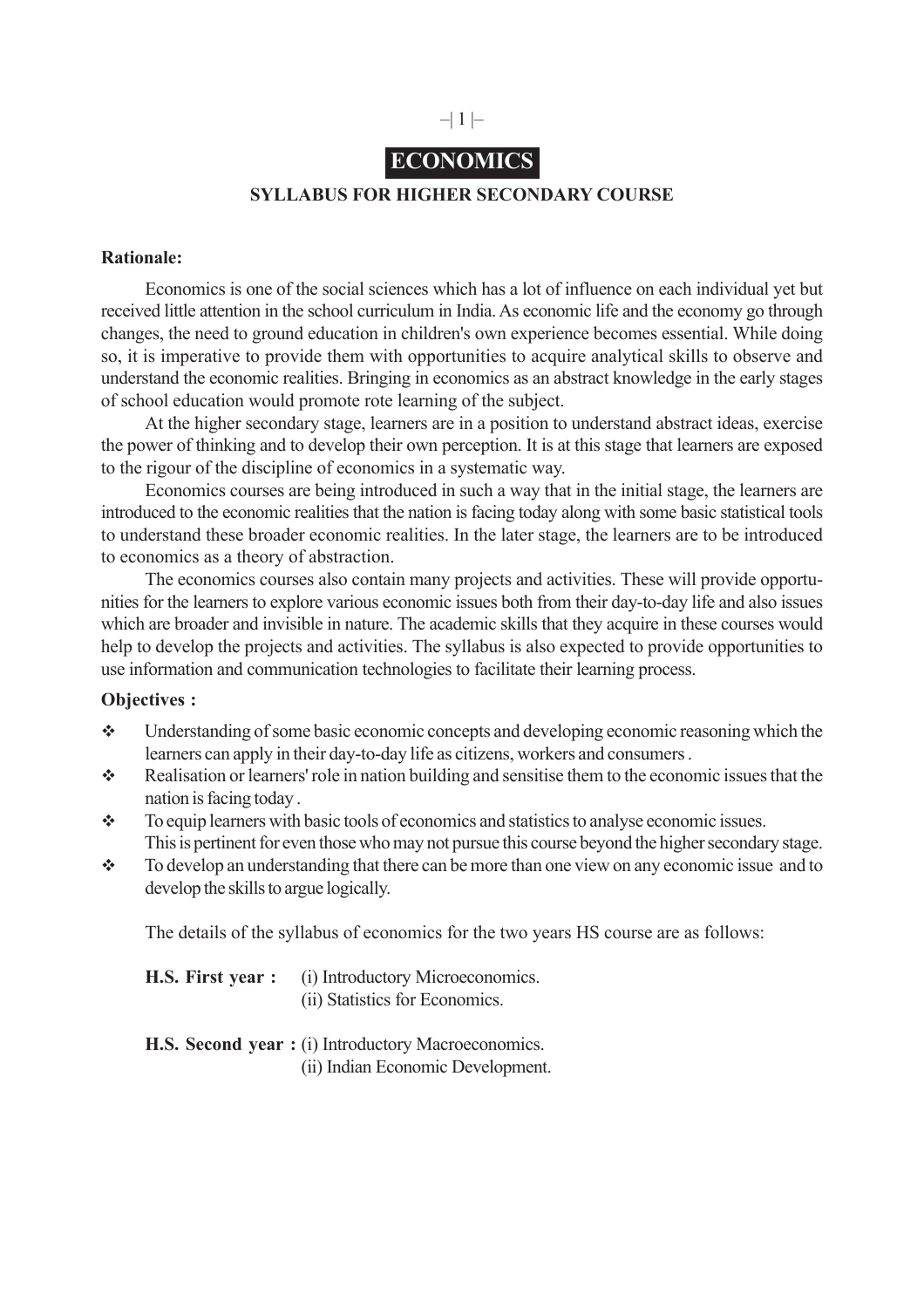# ECONOMICS

## SYLLABUS FOR HIGHER SECONDARY COURSE

**Rationale:**

Economics is one of the social sciences which has a lot of influence on each individual yet but received little attention in the school curriculum in India. As economic life and the economy go through changes, the need to ground education in children's own experience becomes essential. While doing so, it is imperative to provide them with opportunities to acquire analytical skills to observe and understand the economic realities. Bringing in economics as an abstract knowledge in the early stages of school education would promote rote learning of the subject.

At the higher secondary stage, learners are in a position to understand abstract ideas, exercise the power of thinking and to develop their own perception. It is at this stage that learners are exposed to the rigour of the discipline of economics in a systematic way.

Economics courses are being introduced in such a way that in the initial stage, the learners are introduced to the economic realities that the nation is facing today along with some basic statistical tools to understand these broader economic realities. In the later stage, the learners are to be introduced to economics as a theory of abstraction.

The economics courses also contain many projects and activities. These will provide opportunities for the learners to explore various economic issues both from their day-to-day life and also issues which are broader and invisible in nature. The academic skills that they acquire in these courses would help to develop the projects and activities. The syllabus is also expected to provide opportunities to use information and communication technologies to facilitate their learning process.

**Objectives :**

- Understanding of some basic economic concepts and developing economic reasoning which the learners can apply in their day-to-day life as citizens, workers and consumers .
- Realisation or learners' role in nation building and sensitise them to the economic issues that the nation is facing today .
- To equip learners with basic tools of economics and statistics to analyse economic issues. This is pertinent for even those who may not pursue this course beyond the higher secondary stage.
- To develop an understanding that there can be more than one view on any economic issue and to develop the skills to argue logically.

The details of the syllabus of economics for the two years HS course are as follows:

**H.S. First year :** (i) Introductory Microeconomics.
(ii) Statistics for Economics.

**H.S. Second year :** (i) Introductory Macroeconomics.
(ii) Indian Economic Development.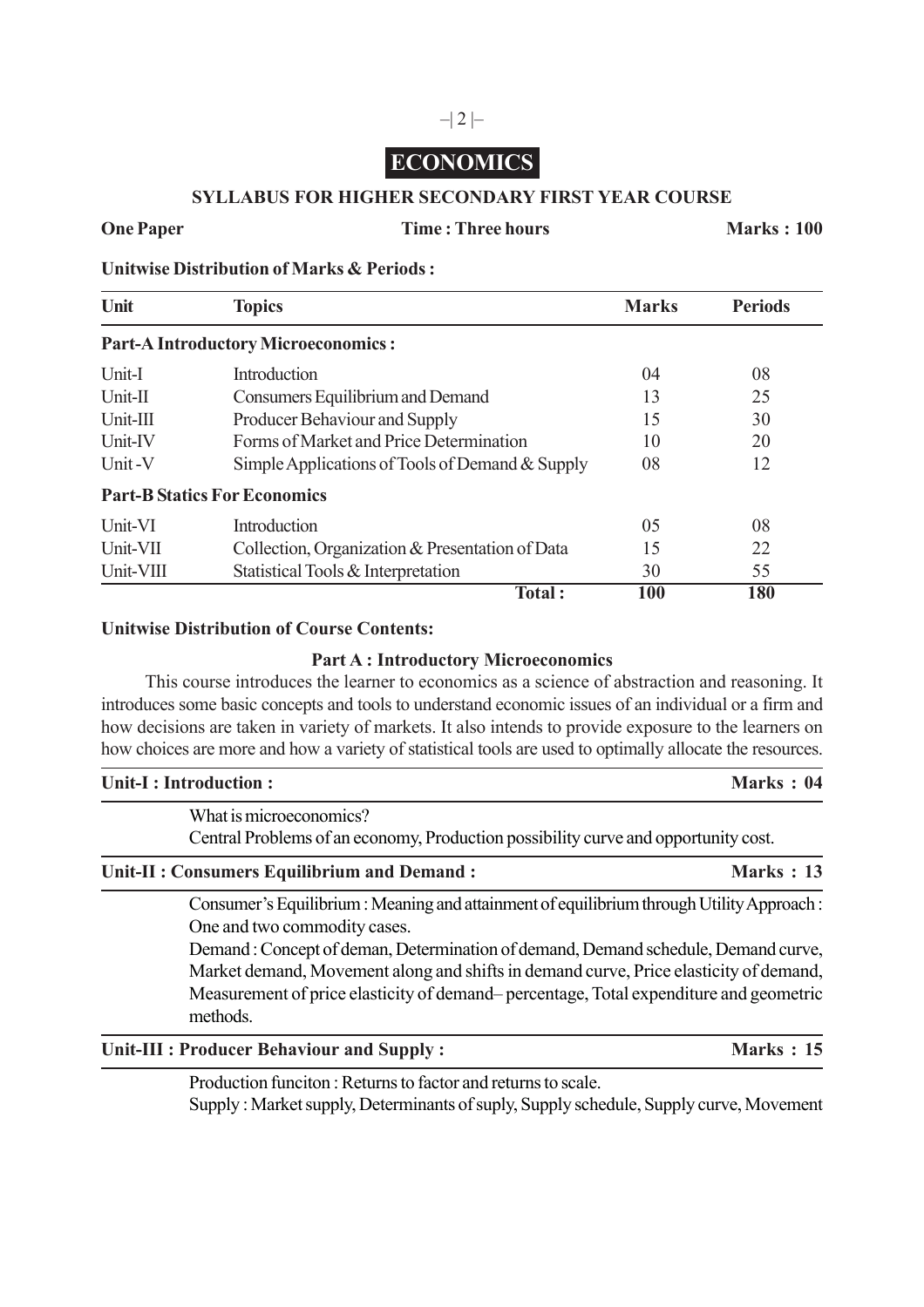# ECONOMICS

## SYLLABUS FOR HIGHER SECONDARY FIRST YEAR COURSE

**One Paper** **Time : Three hours** **Marks : 100**

**Unitwise Distribution of Marks & Periods :**

| Unit | Topics | Marks | Periods |
|---|---|---|---|
| **Part-A Introductory Microeconomics :** | | | |
| Unit-I | Introduction | 04 | 08 |
| Unit-II | Consumers Equilibrium and Demand | 13 | 25 |
| Unit-III | Producer Behaviour and Supply | 15 | 30 |
| Unit-IV | Forms of Market and Price Determination | 10 | 20 |
| Unit -V | Simple Applications of Tools of Demand & Supply | 08 | 12 |
| **Part-B Statics For Economics** | | | |
| Unit-VI | Introduction | 05 | 08 |
| Unit-VII | Collection, Organization & Presentation of Data | 15 | 22 |
| Unit-VIII | Statistical Tools & Interpretation | 30 | 55 |
| | **Total :** | **100** | **180** |

**Unitwise Distribution of Course Contents:**

### Part A : Introductory Microeconomics

This course introduces the learner to economics as a science of abstraction and reasoning. It introduces some basic concepts and tools to understand economic issues of an individual or a firm and how decisions are taken in variety of markets. It also intends to provide exposure to the learners on how choices are more and how a variety of statistical tools are used to optimally allocate the resources.

**Unit-I : Introduction :** **Marks : 04**

What is microeconomics?
Central Problems of an economy, Production possibility curve and opportunity cost.

**Unit-II : Consumers Equilibrium and Demand :** **Marks : 13**

Consumer's Equilibrium : Meaning and attainment of equilibrium through Utility Approach : One and two commodity cases.
Demand : Concept of deman, Determination of demand, Demand schedule, Demand curve, Market demand, Movement along and shifts in demand curve, Price elasticity of demand, Measurement of price elasticity of demand– percentage, Total expenditure and geometric methods.

**Unit-III : Producer Behaviour and Supply :** **Marks : 15**

Production funciton : Returns to factor and returns to scale.
Supply : Market supply, Determinants of suply, Supply schedule, Supply curve, Movement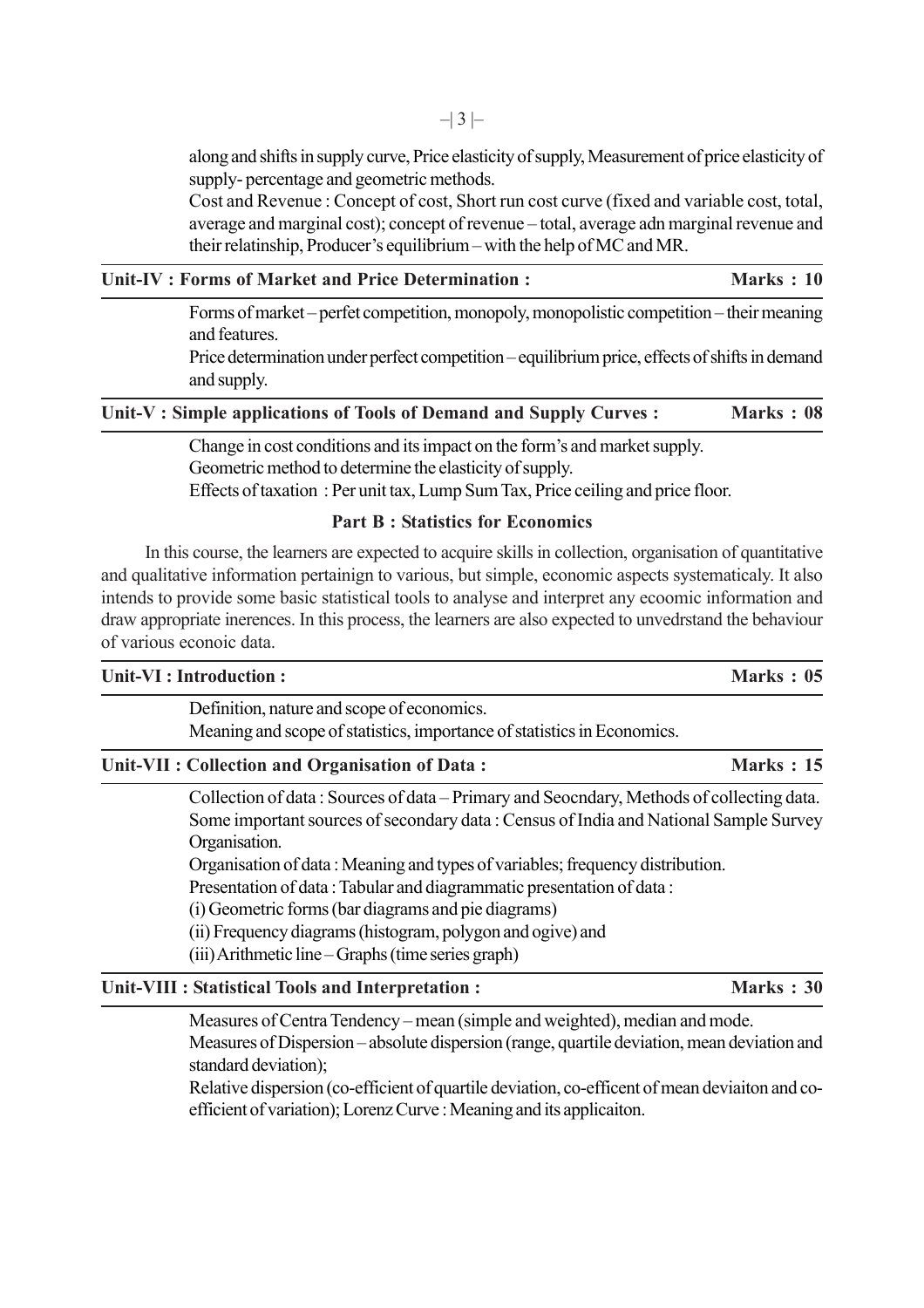along and shifts in supply curve, Price elasticity of supply, Measurement of price elasticity of supply- percentage and geometric methods.

Cost and Revenue : Concept of cost, Short run cost curve (fixed and variable cost, total, average and marginal cost); concept of revenue – total, average adn marginal revenue and their relatinship, Producer's equilibrium – with the help of MC and MR.

**Unit-IV : Forms of Market and Price Determination : Marks : 10**

Forms of market – perfet competition, monopoly, monopolistic competition – their meaning and features.

Price determination under perfect competition – equilibrium price, effects of shifts in demand and supply.

**Unit-V : Simple applications of Tools of Demand and Supply Curves : Marks : 08**

Change in cost conditions and its impact on the form's and market supply.

Geometric method to determine the elasticity of supply.

Effects of taxation : Per unit tax, Lump Sum Tax, Price ceiling and price floor.

## Part B : Statistics for Economics

In this course, the learners are expected to acquire skills in collection, organisation of quantitative and qualitative information pertainign to various, but simple, economic aspects systematicaly. It also intends to provide some basic statistical tools to analyse and interpret any ecoomic information and draw appropriate inerences. In this process, the learners are also expected to unvedrstand the behaviour of various econoic data.

**Unit-VI : Introduction : Marks : 05**

Definition, nature and scope of economics.

Meaning and scope of statistics, importance of statistics in Economics.

**Unit-VII : Collection and Organisation of Data : Marks : 15**

Collection of data : Sources of data – Primary and Seocndary, Methods of collecting data.

Some important sources of secondary data : Census of India and National Sample Survey Organisation.

Organisation of data : Meaning and types of variables; frequency distribution.

Presentation of data : Tabular and diagrammatic presentation of data :

(i) Geometric forms (bar diagrams and pie diagrams)

(ii) Frequency diagrams (histogram, polygon and ogive) and

(iii) Arithmetic line – Graphs (time series graph)

**Unit-VIII : Statistical Tools and Interpretation : Marks : 30**

Measures of Centra Tendency – mean (simple and weighted), median and mode.

Measures of Dispersion – absolute dispersion (range, quartile deviation, mean deviation and standard deviation);

Relative dispersion (co-efficient of quartile deviation, co-efficent of mean deviaiton and co-efficient of variation); Lorenz Curve : Meaning and its applicaiton.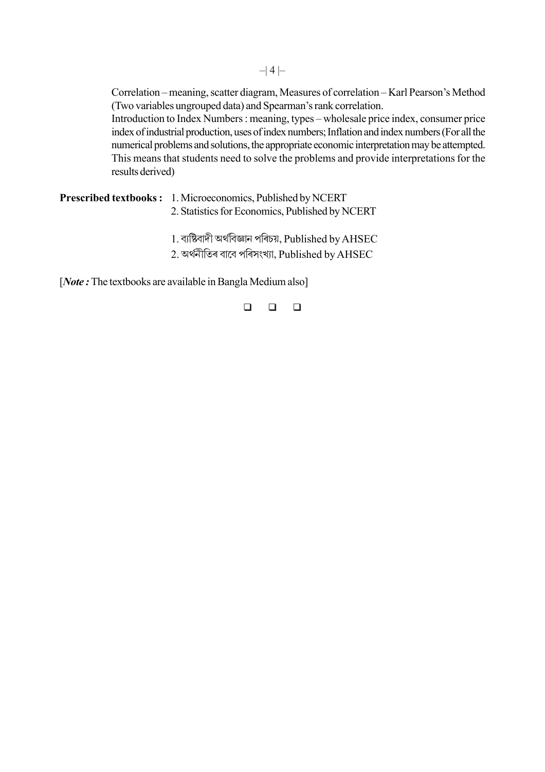Correlation – meaning, scatter diagram, Measures of correlation – Karl Pearson's Method (Two variables ungrouped data) and Spearman's rank correlation.

Introduction to Index Numbers : meaning, types – wholesale price index, consumer price index of industrial production, uses of index numbers; Inflation and index numbers (For all the numerical problems and solutions, the appropriate economic interpretation may be attempted. This means that students need to solve the problems and provide interpretations for the results derived)

**Prescribed textbooks :** 1. Microeconomics, Published by NCERT
2. Statistics for Economics, Published by NCERT

1. ব্যষ্টিবাদী অৰ্থবিজ্ঞান পৰিচয়, Published by AHSEC
2. অৰ্থনীতিৰ বাবে পৰিসংখ্যা, Published by AHSEC

[*Note :* The textbooks are available in Bangla Medium also]

❑ ❑ ❑